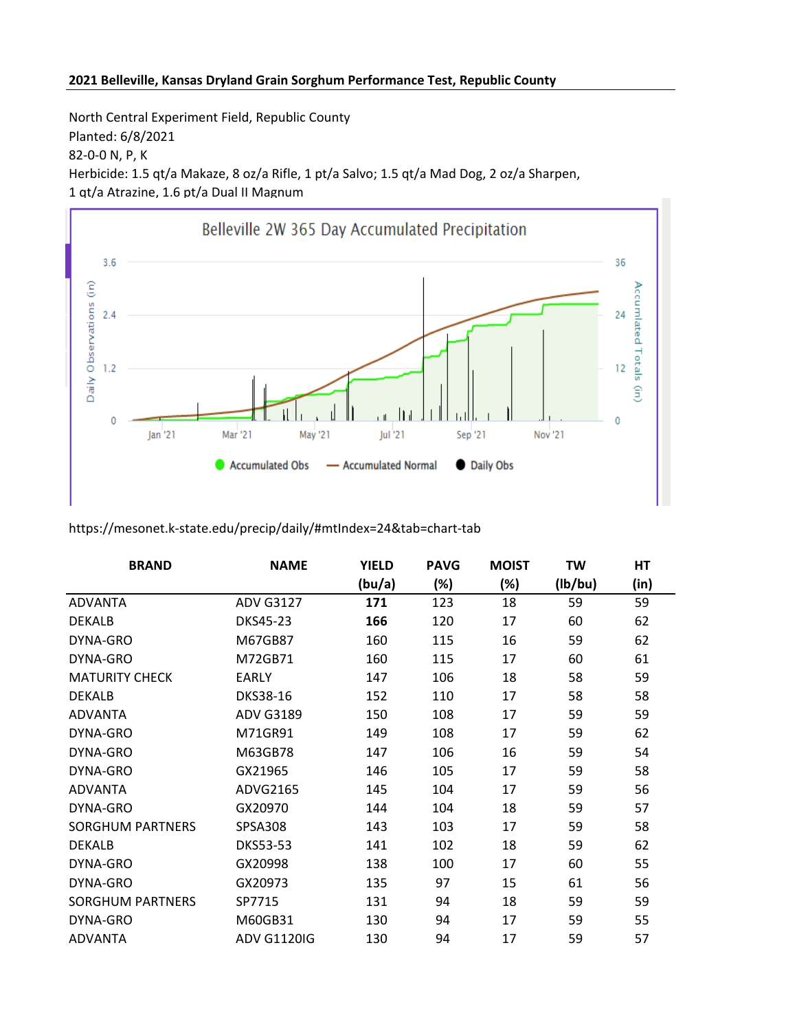**2021 Belleville, Kansas Dryland Grain Sorghum Performance Test, Republic County**

North Central Experiment Field, Republic County
Planted: 6/8/2021
82-0-0 N, P, K
Herbicide: 1.5 qt/a Makaze, 8 oz/a Rifle, 1 pt/a Salvo; 1.5 qt/a Mad Dog, 2 oz/a Sharpen, 1 qt/a Atrazine, 1.6 pt/a Dual II Magnum

https://mesonet.k-state.edu/precip/daily/#mtIndex=24&tab=chart-tab

| BRAND | NAME | YIELD (bu/a) | PAVG (%) | MOIST (%) | TW (lb/bu) | HT (in) |
|---|---|---|---|---|---|---|
| ADVANTA | ADV G3127 | **171** | 123 | 18 | 59 | 59 |
| DEKALB | DKS45-23 | **166** | 120 | 17 | 60 | 62 |
| DYNA-GRO | M67GB87 | 160 | 115 | 16 | 59 | 62 |
| DYNA-GRO | M72GB71 | 160 | 115 | 17 | 60 | 61 |
| MATURITY CHECK | EARLY | 147 | 106 | 18 | 58 | 59 |
| DEKALB | DKS38-16 | 152 | 110 | 17 | 58 | 58 |
| ADVANTA | ADV G3189 | 150 | 108 | 17 | 59 | 59 |
| DYNA-GRO | M71GR91 | 149 | 108 | 17 | 59 | 62 |
| DYNA-GRO | M63GB78 | 147 | 106 | 16 | 59 | 54 |
| DYNA-GRO | GX21965 | 146 | 105 | 17 | 59 | 58 |
| ADVANTA | ADVG2165 | 145 | 104 | 17 | 59 | 56 |
| DYNA-GRO | GX20970 | 144 | 104 | 18 | 59 | 57 |
| SORGHUM PARTNERS | SPSA308 | 143 | 103 | 17 | 59 | 58 |
| DEKALB | DKS53-53 | 141 | 102 | 18 | 59 | 62 |
| DYNA-GRO | GX20998 | 138 | 100 | 17 | 60 | 55 |
| DYNA-GRO | GX20973 | 135 | 97 | 15 | 61 | 56 |
| SORGHUM PARTNERS | SP7715 | 131 | 94 | 18 | 59 | 59 |
| DYNA-GRO | M60GB31 | 130 | 94 | 17 | 59 | 55 |
| ADVANTA | ADV G1120IG | 130 | 94 | 17 | 59 | 57 |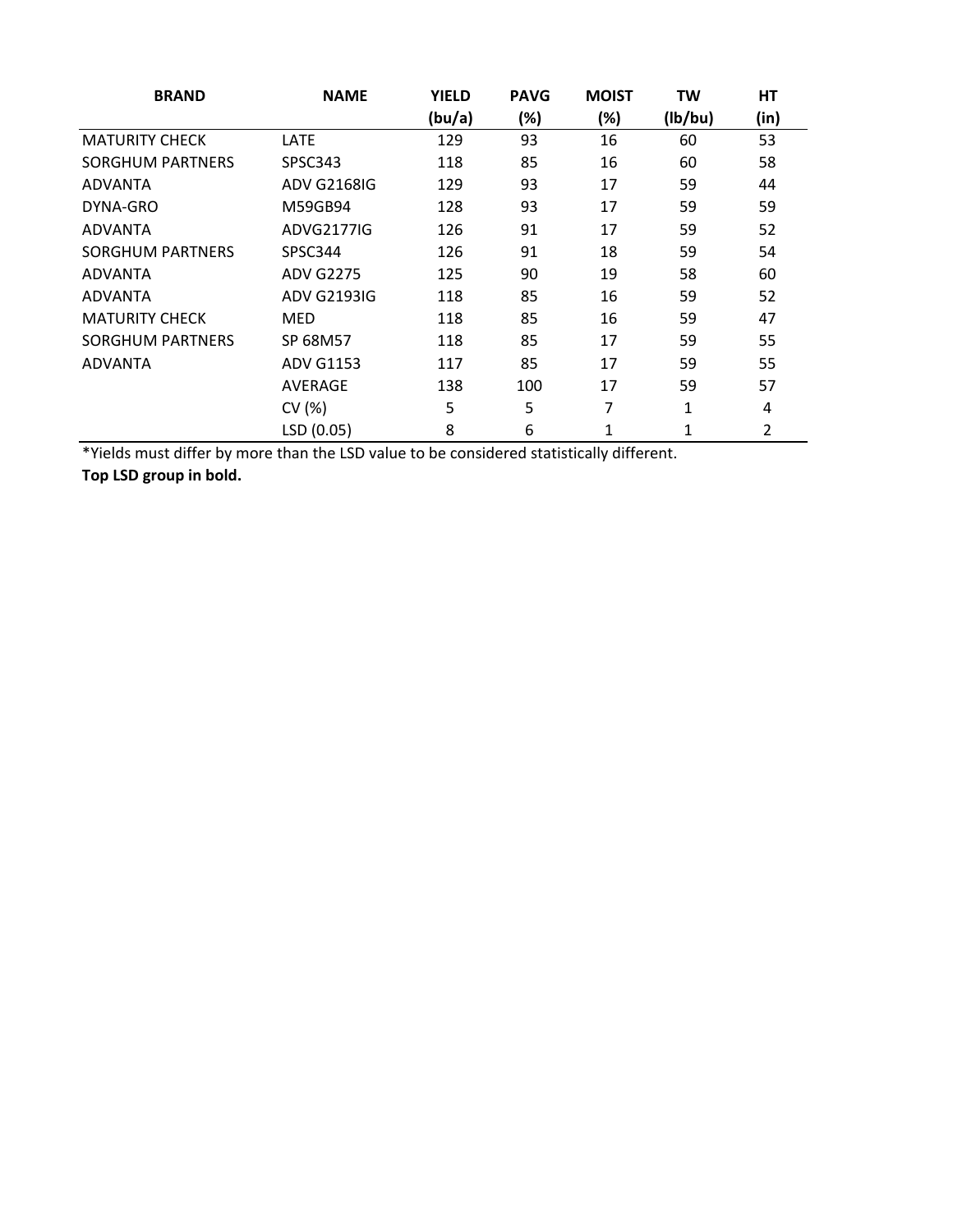| BRAND | NAME | YIELD (bu/a) | PAVG (%) | MOIST (%) | TW (lb/bu) | HT (in) |
|---|---|---|---|---|---|---|
| MATURITY CHECK | LATE | 129 | 93 | 16 | 60 | 53 |
| SORGHUM PARTNERS | SPSC343 | 118 | 85 | 16 | 60 | 58 |
| ADVANTA | ADV G2168IG | 129 | 93 | 17 | 59 | 44 |
| DYNA-GRO | M59GB94 | 128 | 93 | 17 | 59 | 59 |
| ADVANTA | ADVG2177IG | 126 | 91 | 17 | 59 | 52 |
| SORGHUM PARTNERS | SPSC344 | 126 | 91 | 18 | 59 | 54 |
| ADVANTA | ADV G2275 | 125 | 90 | 19 | 58 | 60 |
| ADVANTA | ADV G2193IG | 118 | 85 | 16 | 59 | 52 |
| MATURITY CHECK | MED | 118 | 85 | 16 | 59 | 47 |
| SORGHUM PARTNERS | SP 68M57 | 118 | 85 | 17 | 59 | 55 |
| ADVANTA | ADV G1153 | 117 | 85 | 17 | 59 | 55 |
| | AVERAGE | 138 | 100 | 17 | 59 | 57 |
| | CV (%) | 5 | 5 | 7 | 1 | 4 |
| | LSD (0.05) | 8 | 6 | 1 | 1 | 2 |

*Yields must differ by more than the LSD value to be considered statistically different.

**Top LSD group in bold.**